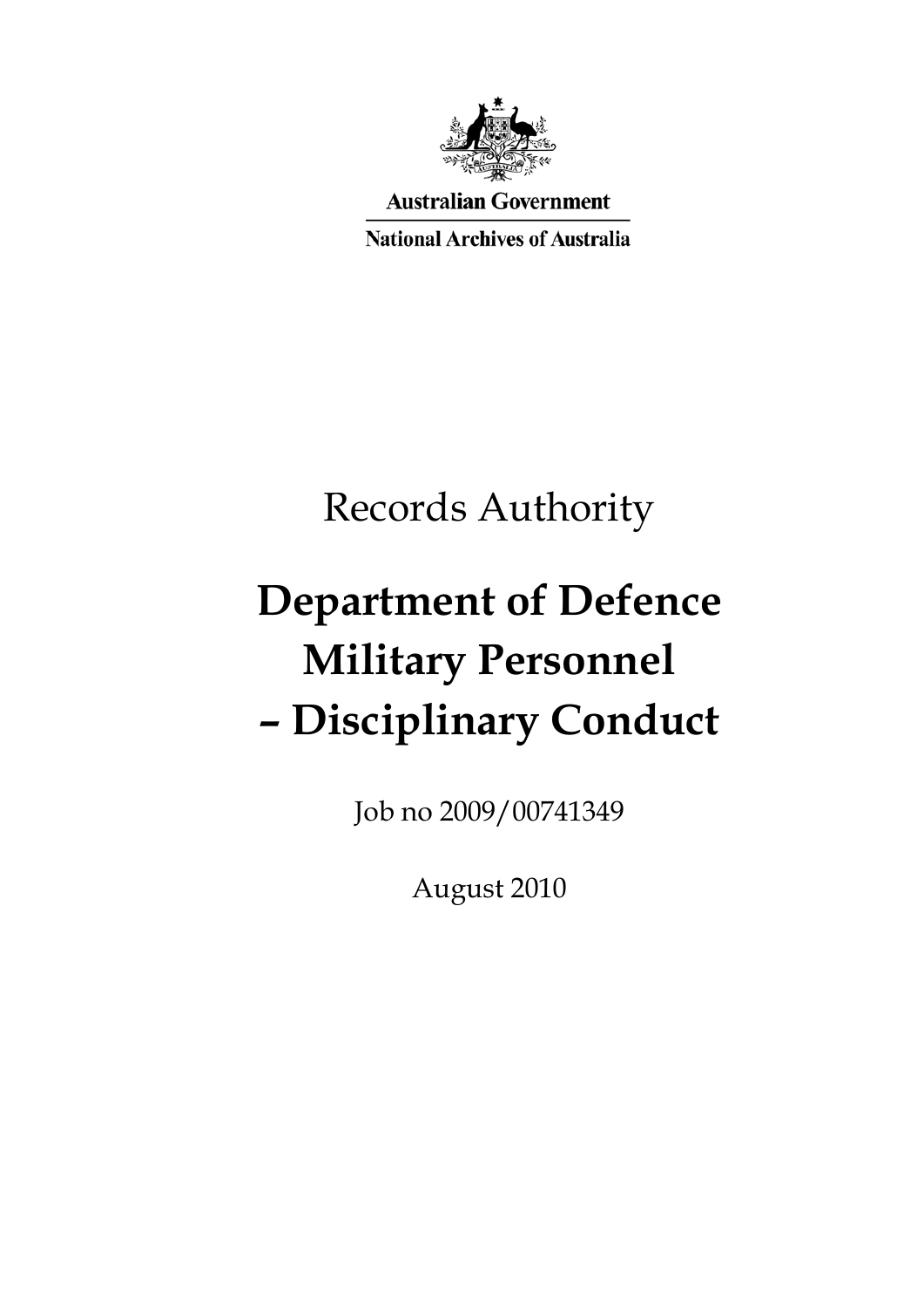Australian Government

National Archives of Australia

Records Authority

# Department of Defence Military Personnel – Disciplinary Conduct

Job no 2009/00741349

August 2010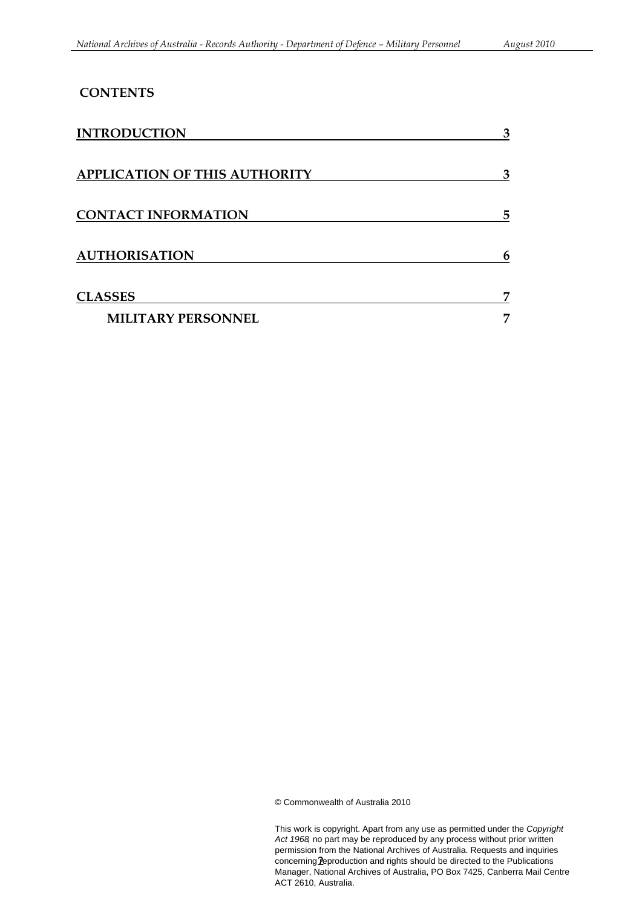## CONTENTS

| | |
|---|---|
| **INTRODUCTION** | **3** |
| **APPLICATION OF THIS AUTHORITY** | **3** |
| **CONTACT INFORMATION** | **5** |
| **AUTHORISATION** | **6** |
| **CLASSES** | **7** |
| **MILITARY PERSONNEL** | **7** |

© Commonwealth of Australia 2010

This work is copyright. Apart from any use as permitted under the *Copyright Act 1968*, no part may be reproduced by any process without prior written permission from the National Archives of Australia. Requests and inquiries concerning reproduction and rights should be directed to the Publications Manager, National Archives of Australia, PO Box 7425, Canberra Mail Centre ACT 2610, Australia.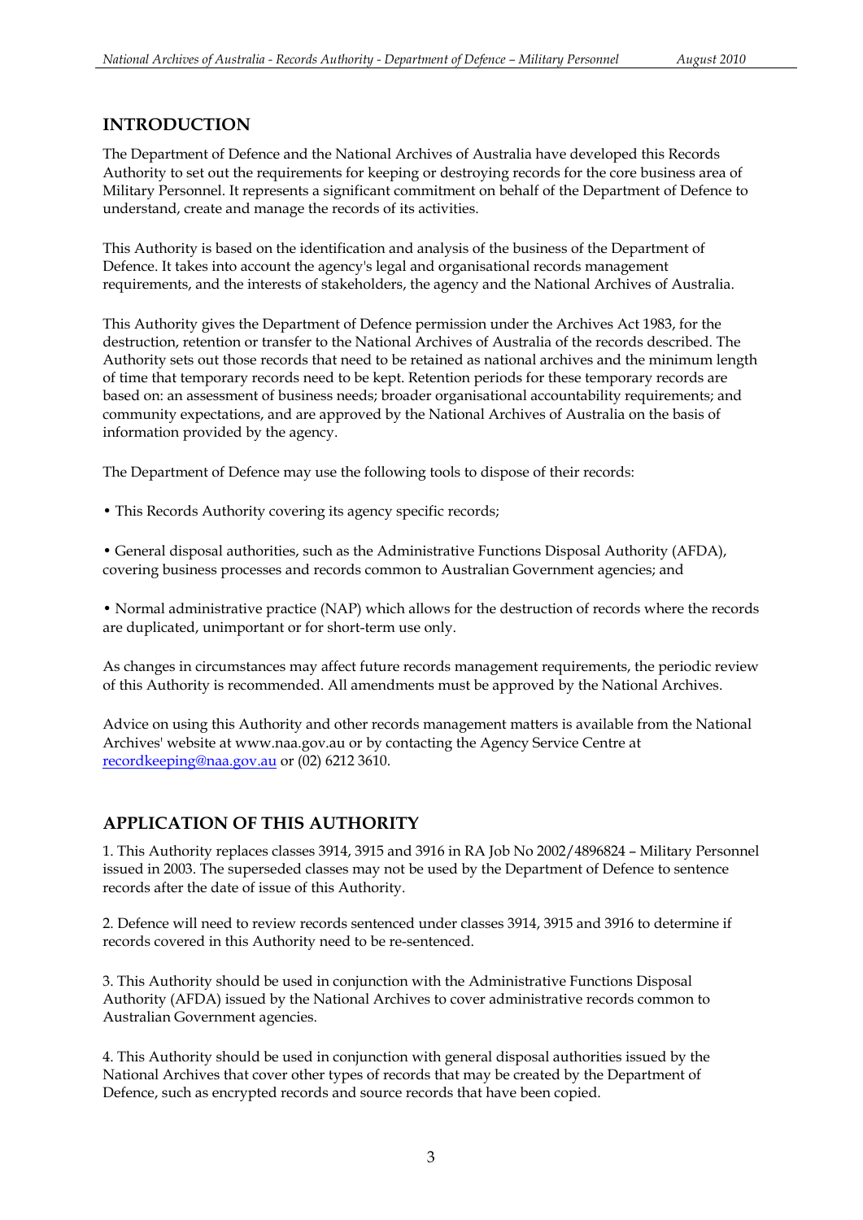## INTRODUCTION

The Department of Defence and the National Archives of Australia have developed this Records Authority to set out the requirements for keeping or destroying records for the core business area of Military Personnel. It represents a significant commitment on behalf of the Department of Defence to understand, create and manage the records of its activities.

This Authority is based on the identification and analysis of the business of the Department of Defence. It takes into account the agency's legal and organisational records management requirements, and the interests of stakeholders, the agency and the National Archives of Australia.

This Authority gives the Department of Defence permission under the Archives Act 1983, for the destruction, retention or transfer to the National Archives of Australia of the records described. The Authority sets out those records that need to be retained as national archives and the minimum length of time that temporary records need to be kept. Retention periods for these temporary records are based on: an assessment of business needs; broader organisational accountability requirements; and community expectations, and are approved by the National Archives of Australia on the basis of information provided by the agency.

The Department of Defence may use the following tools to dispose of their records:

• This Records Authority covering its agency specific records;

• General disposal authorities, such as the Administrative Functions Disposal Authority (AFDA), covering business processes and records common to Australian Government agencies; and

• Normal administrative practice (NAP) which allows for the destruction of records where the records are duplicated, unimportant or for short-term use only.

As changes in circumstances may affect future records management requirements, the periodic review of this Authority is recommended. All amendments must be approved by the National Archives.

Advice on using this Authority and other records management matters is available from the National Archives' website at www.naa.gov.au or by contacting the Agency Service Centre at recordkeeping@naa.gov.au or (02) 6212 3610.

## APPLICATION OF THIS AUTHORITY

1. This Authority replaces classes 3914, 3915 and 3916 in RA Job No 2002/4896824 – Military Personnel issued in 2003. The superseded classes may not be used by the Department of Defence to sentence records after the date of issue of this Authority.

2. Defence will need to review records sentenced under classes 3914, 3915 and 3916 to determine if records covered in this Authority need to be re-sentenced.

3. This Authority should be used in conjunction with the Administrative Functions Disposal Authority (AFDA) issued by the National Archives to cover administrative records common to Australian Government agencies.

4. This Authority should be used in conjunction with general disposal authorities issued by the National Archives that cover other types of records that may be created by the Department of Defence, such as encrypted records and source records that have been copied.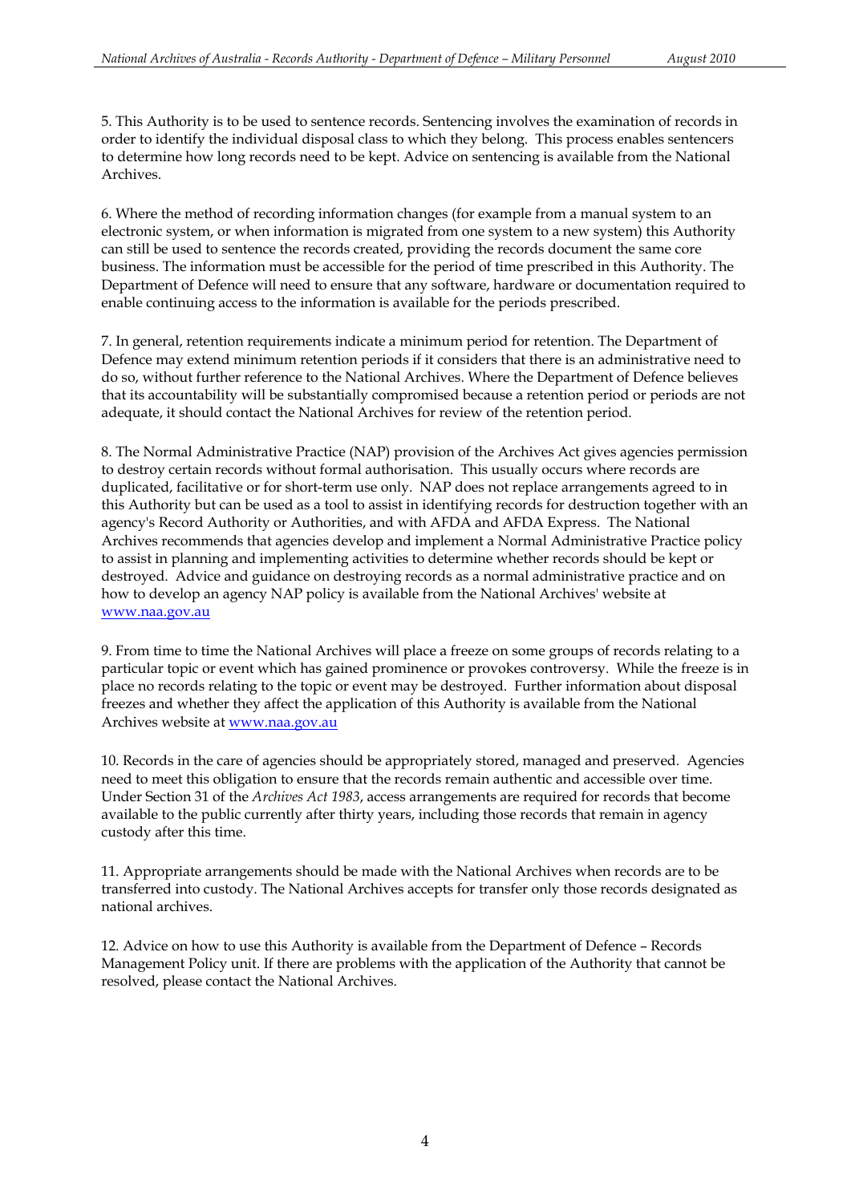5. This Authority is to be used to sentence records. Sentencing involves the examination of records in order to identify the individual disposal class to which they belong. This process enables sentencers to determine how long records need to be kept. Advice on sentencing is available from the National Archives.

6. Where the method of recording information changes (for example from a manual system to an electronic system, or when information is migrated from one system to a new system) this Authority can still be used to sentence the records created, providing the records document the same core business. The information must be accessible for the period of time prescribed in this Authority. The Department of Defence will need to ensure that any software, hardware or documentation required to enable continuing access to the information is available for the periods prescribed.

7. In general, retention requirements indicate a minimum period for retention. The Department of Defence may extend minimum retention periods if it considers that there is an administrative need to do so, without further reference to the National Archives. Where the Department of Defence believes that its accountability will be substantially compromised because a retention period or periods are not adequate, it should contact the National Archives for review of the retention period.

8. The Normal Administrative Practice (NAP) provision of the Archives Act gives agencies permission to destroy certain records without formal authorisation. This usually occurs where records are duplicated, facilitative or for short-term use only. NAP does not replace arrangements agreed to in this Authority but can be used as a tool to assist in identifying records for destruction together with an agency's Record Authority or Authorities, and with AFDA and AFDA Express. The National Archives recommends that agencies develop and implement a Normal Administrative Practice policy to assist in planning and implementing activities to determine whether records should be kept or destroyed. Advice and guidance on destroying records as a normal administrative practice and on how to develop an agency NAP policy is available from the National Archives' website at [www.naa.gov.au](http://www.naa.gov.au)

9. From time to time the National Archives will place a freeze on some groups of records relating to a particular topic or event which has gained prominence or provokes controversy. While the freeze is in place no records relating to the topic or event may be destroyed. Further information about disposal freezes and whether they affect the application of this Authority is available from the National Archives website at [www.naa.gov.au](http://www.naa.gov.au)

10. Records in the care of agencies should be appropriately stored, managed and preserved. Agencies need to meet this obligation to ensure that the records remain authentic and accessible over time. Under Section 31 of the *Archives Act 1983*, access arrangements are required for records that become available to the public currently after thirty years, including those records that remain in agency custody after this time.

11. Appropriate arrangements should be made with the National Archives when records are to be transferred into custody. The National Archives accepts for transfer only those records designated as national archives.

12. Advice on how to use this Authority is available from the Department of Defence – Records Management Policy unit. If there are problems with the application of the Authority that cannot be resolved, please contact the National Archives.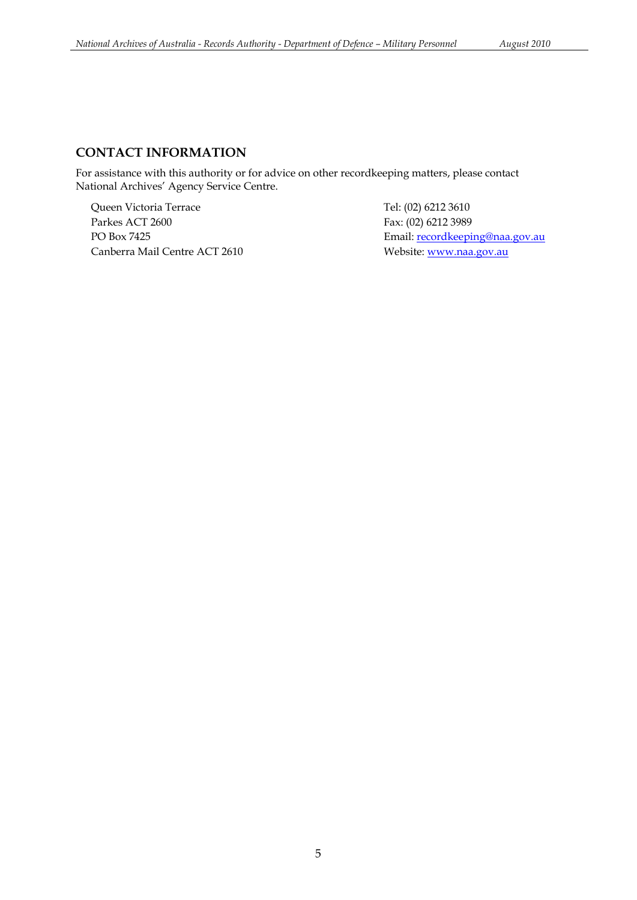## CONTACT INFORMATION

For assistance with this authority or for advice on other recordkeeping matters, please contact National Archives' Agency Service Centre.

Queen Victoria Terrace
Parkes ACT 2600
PO Box 7425
Canberra Mail Centre ACT 2610

Tel: (02) 6212 3610
Fax: (02) 6212 3989
Email: recordkeeping@naa.gov.au
Website: www.naa.gov.au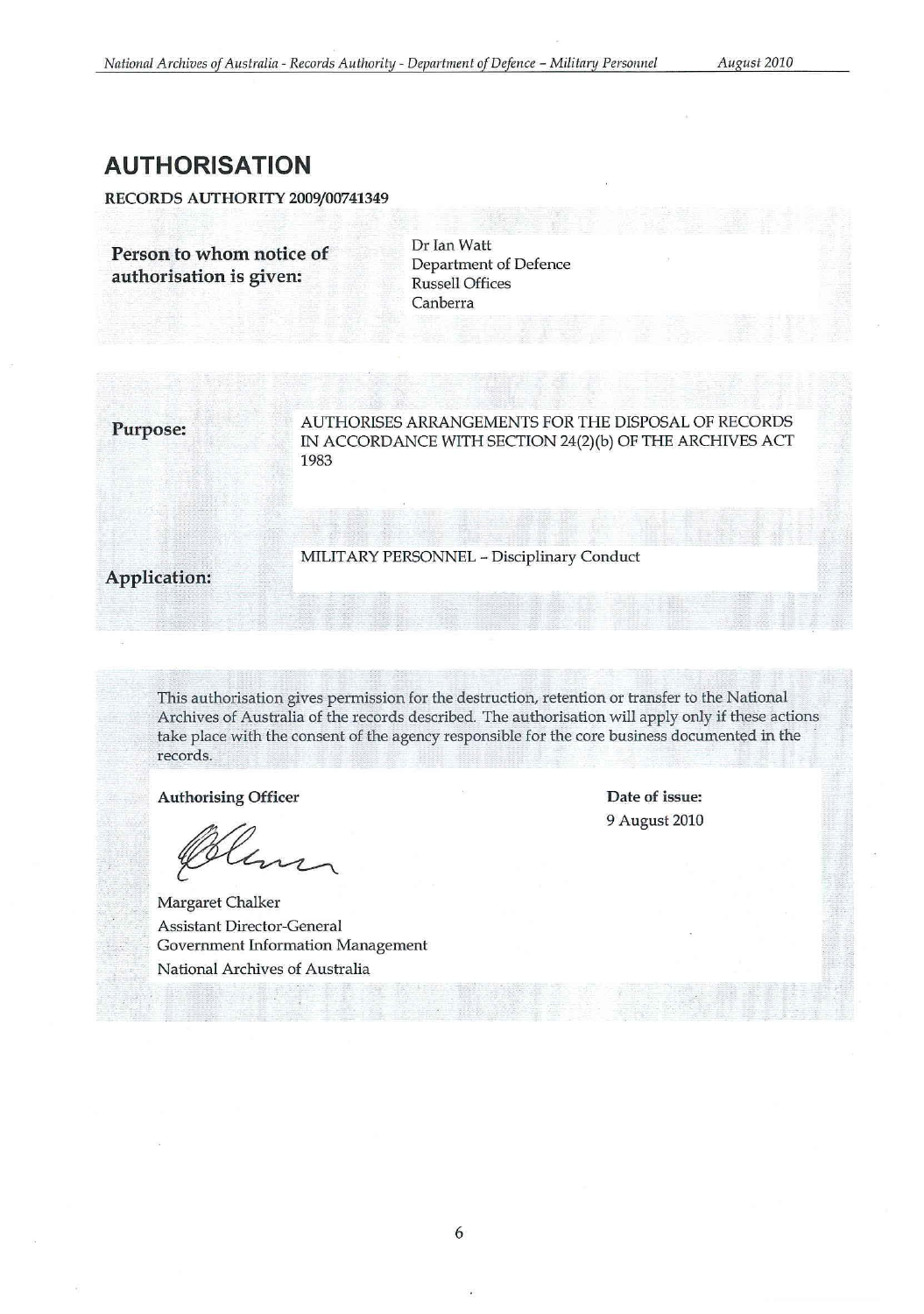# AUTHORISATION

**RECORDS AUTHORITY 2009/00741349**

| | |
|---|---|
| **Person to whom notice of authorisation is given:** | Dr Ian Watt<br>Department of Defence<br>Russell Offices<br>Canberra |

| | |
|---|---|
| **Purpose:** | AUTHORISES ARRANGEMENTS FOR THE DISPOSAL OF RECORDS IN ACCORDANCE WITH SECTION 24(2)(b) OF THE ARCHIVES ACT 1983 |
| **Application:** | MILITARY PERSONNEL – Disciplinary Conduct |

This authorisation gives permission for the destruction, retention or transfer to the National Archives of Australia of the records described. The authorisation will apply only if these actions take place with the consent of the agency responsible for the core business documented in the records.

**Authorising Officer**

Margaret Chalker
Assistant Director-General
Government Information Management
National Archives of Australia

**Date of issue:**
9 August 2010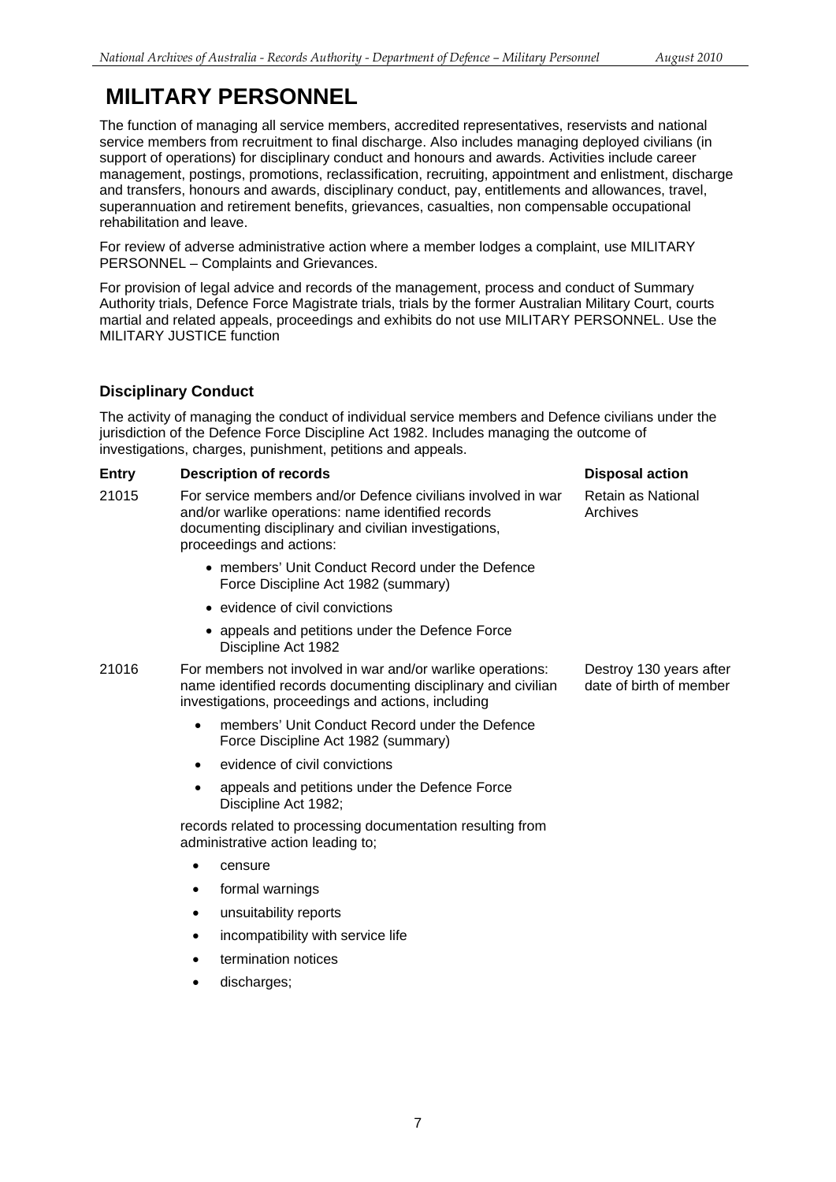# MILITARY PERSONNEL

The function of managing all service members, accredited representatives, reservists and national service members from recruitment to final discharge. Also includes managing deployed civilians (in support of operations) for disciplinary conduct and honours and awards. Activities include career management, postings, promotions, reclassification, recruiting, appointment and enlistment, discharge and transfers, honours and awards, disciplinary conduct, pay, entitlements and allowances, travel, superannuation and retirement benefits, grievances, casualties, non compensable occupational rehabilitation and leave.

For review of adverse administrative action where a member lodges a complaint, use MILITARY PERSONNEL – Complaints and Grievances.

For provision of legal advice and records of the management, process and conduct of Summary Authority trials, Defence Force Magistrate trials, trials by the former Australian Military Court, courts martial and related appeals, proceedings and exhibits do not use MILITARY PERSONNEL. Use the MILITARY JUSTICE function

### Disciplinary Conduct

The activity of managing the conduct of individual service members and Defence civilians under the jurisdiction of the Defence Force Discipline Act 1982. Includes managing the outcome of investigations, charges, punishment, petitions and appeals.

| Entry | Description of records | Disposal action |
|---|---|---|
| 21015 | For service members and/or Defence civilians involved in war and/or warlike operations: name identified records documenting disciplinary and civilian investigations, proceedings and actions:<br>• members' Unit Conduct Record under the Defence Force Discipline Act 1982 (summary)<br>• evidence of civil convictions<br>• appeals and petitions under the Defence Force Discipline Act 1982 | Retain as National Archives |
| 21016 | For members not involved in war and/or warlike operations: name identified records documenting disciplinary and civilian investigations, proceedings and actions, including<br>• members' Unit Conduct Record under the Defence Force Discipline Act 1982 (summary)<br>• evidence of civil convictions<br>• appeals and petitions under the Defence Force Discipline Act 1982;<br>records related to processing documentation resulting from administrative action leading to;<br>• censure<br>• formal warnings<br>• unsuitability reports<br>• incompatibility with service life<br>• termination notices<br>• discharges; | Destroy 130 years after date of birth of member |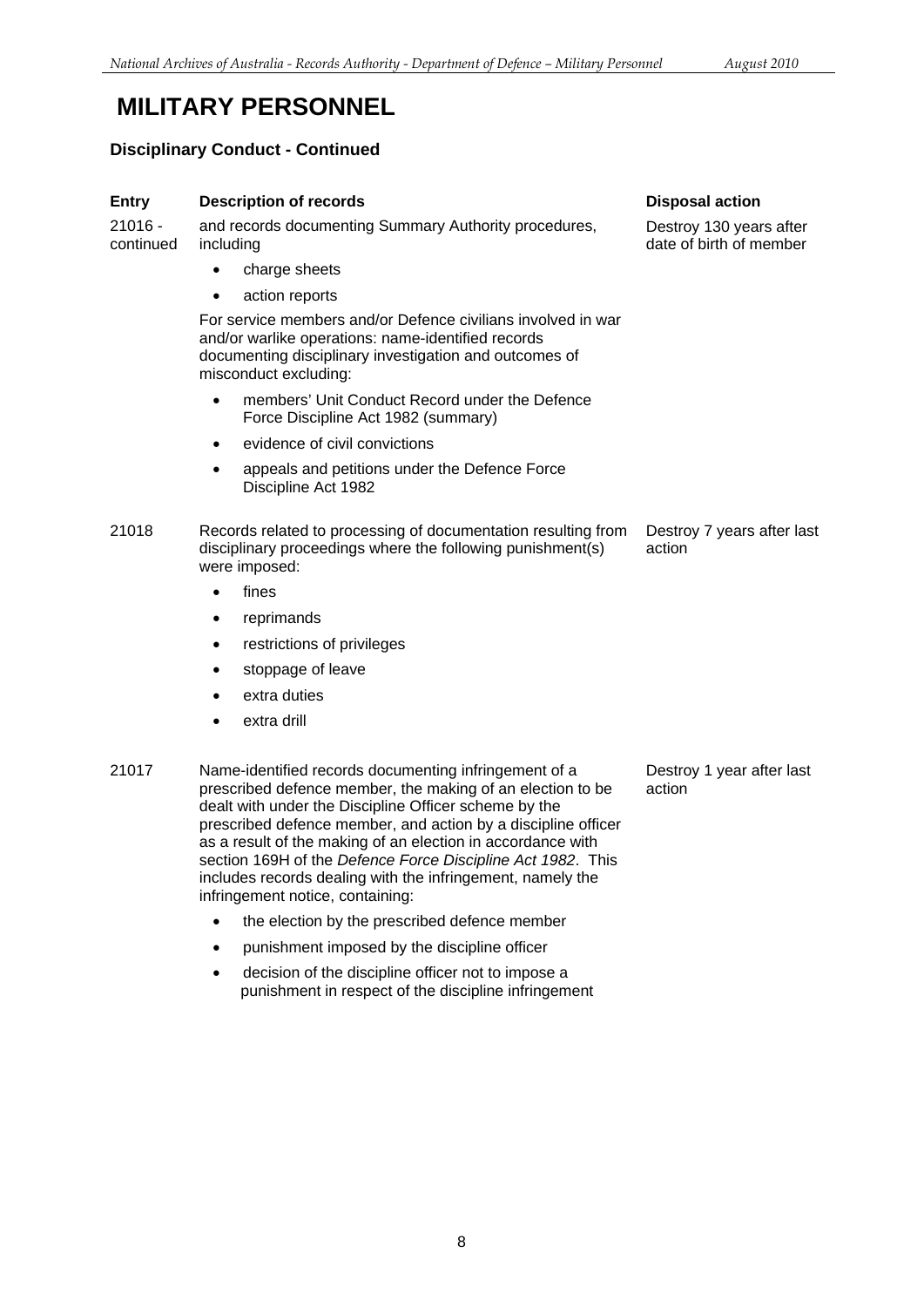# MILITARY PERSONNEL

### Disciplinary Conduct - Continued

| Entry | Description of records | Disposal action |
|---|---|---|
| 21016 - continued | and records documenting Summary Authority procedures, including<br>• charge sheets<br>• action reports<br>For service members and/or Defence civilians involved in war and/or warlike operations: name-identified records documenting disciplinary investigation and outcomes of misconduct excluding:<br>• members' Unit Conduct Record under the Defence Force Discipline Act 1982 (summary)<br>• evidence of civil convictions<br>• appeals and petitions under the Defence Force Discipline Act 1982 | Destroy 130 years after date of birth of member |
| 21018 | Records related to processing of documentation resulting from disciplinary proceedings where the following punishment(s) were imposed:<br>• fines<br>• reprimands<br>• restrictions of privileges<br>• stoppage of leave<br>• extra duties<br>• extra drill | Destroy 7 years after last action |
| 21017 | Name-identified records documenting infringement of a prescribed defence member, the making of an election to be dealt with under the Discipline Officer scheme by the prescribed defence member, and action by a discipline officer as a result of the making of an election in accordance with section 169H of the *Defence Force Discipline Act 1982*. This includes records dealing with the infringement, namely the infringement notice, containing:<br>• the election by the prescribed defence member<br>• punishment imposed by the discipline officer<br>• decision of the discipline officer not to impose a punishment in respect of the discipline infringement | Destroy 1 year after last action |